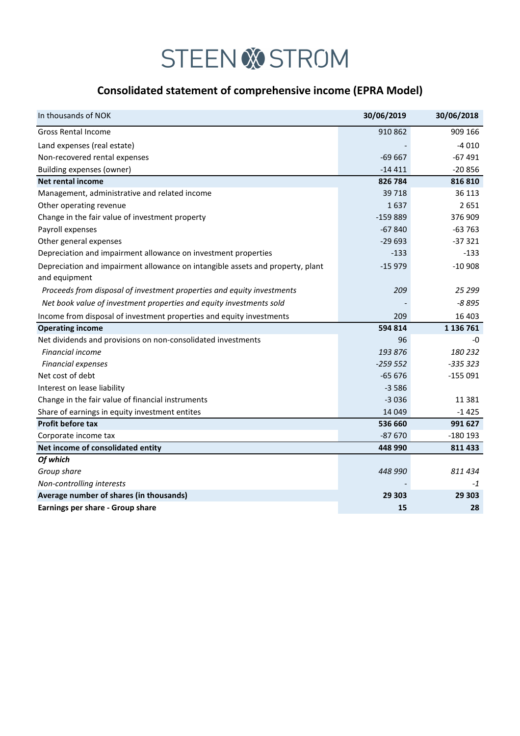STEEN & STRØM

# Consolidated statement of comprehensive income (EPRA Model)

| In thousands of NOK | 30/06/2019 | 30/06/2018 |
|---|---|---|
| Gross Rental Income | 910 862 | 909 166 |
| Land expenses (real estate) | - | -4 010 |
| Non-recovered rental expenses | -69 667 | -67 491 |
| Building expenses (owner) | -14 411 | -20 856 |
| **Net rental income** | **826 784** | **816 810** |
| Management, administrative and related income | 39 718 | 36 113 |
| Other operating revenue | 1 637 | 2 651 |
| Change in the fair value of investment property | -159 889 | 376 909 |
| Payroll expenses | -67 840 | -63 763 |
| Other general expenses | -29 693 | -37 321 |
| Depreciation and impairment allowance on investment properties | -133 | -133 |
| Depreciation and impairment allowance on intangible assets and property, plant and equipment | -15 979 | -10 908 |
| *Proceeds from disposal of investment properties and equity investments* | *209* | *25 299* |
| *Net book value of investment properties and equity investments sold* | - | *-8 895* |
| Income from disposal of investment properties and equity investments | 209 | 16 403 |
| **Operating income** | **594 814** | **1 136 761** |
| Net dividends and provisions on non-consolidated investments | 96 | -0 |
| *Financial income* | *193 876* | *180 232* |
| *Financial expenses* | *-259 552* | *-335 323* |
| Net cost of debt | -65 676 | -155 091 |
| Interest on lease liability | -3 586 | |
| Change in the fair value of financial instruments | -3 036 | 11 381 |
| Share of earnings in equity investment entites | 14 049 | -1 425 |
| **Profit before tax** | **536 660** | **991 627** |
| Corporate income tax | -87 670 | -180 193 |
| **Net income of consolidated entity** | **448 990** | **811 433** |
| ***Of which*** | | |
| *Group share* | *448 990* | *811 434* |
| *Non-controlling interests* | - | *-1* |
| **Average number of shares (in thousands)** | **29 303** | **29 303** |
| **Earnings per share - Group share** | **15** | **28** |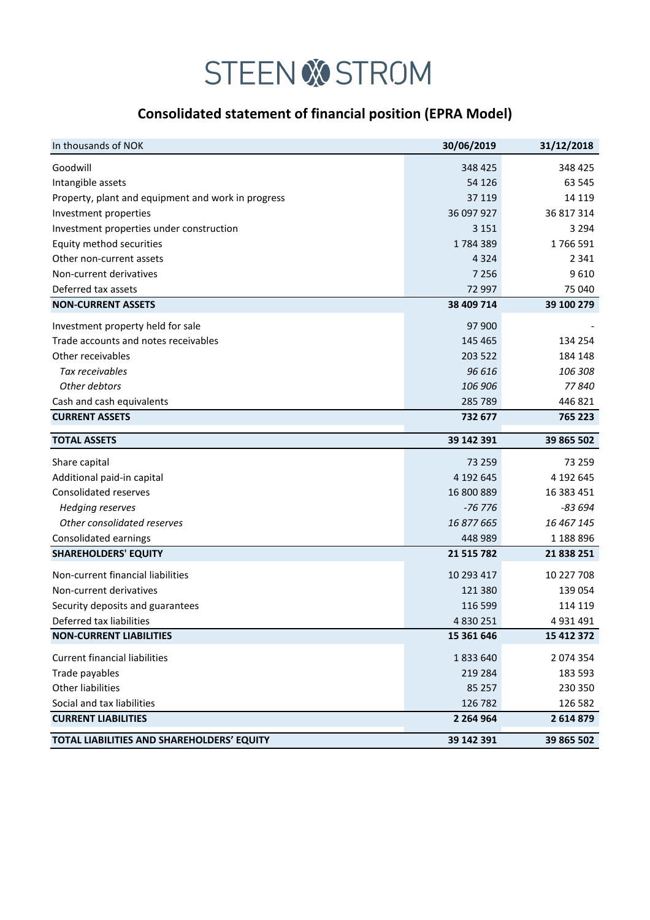# STEEN & STRØM

## Consolidated statement of financial position (EPRA Model)

| In thousands of NOK | 30/06/2019 | 31/12/2018 |
|---|---|---|
| Goodwill | 348 425 | 348 425 |
| Intangible assets | 54 126 | 63 545 |
| Property, plant and equipment and work in progress | 37 119 | 14 119 |
| Investment properties | 36 097 927 | 36 817 314 |
| Investment properties under construction | 3 151 | 3 294 |
| Equity method securities | 1 784 389 | 1 766 591 |
| Other non-current assets | 4 324 | 2 341 |
| Non-current derivatives | 7 256 | 9 610 |
| Deferred tax assets | 72 997 | 75 040 |
| **NON-CURRENT ASSETS** | **38 409 714** | **39 100 279** |
| Investment property held for sale | 97 900 | - |
| Trade accounts and notes receivables | 145 465 | 134 254 |
| Other receivables | 203 522 | 184 148 |
| *Tax receivables* | *96 616* | *106 308* |
| *Other debtors* | *106 906* | *77 840* |
| Cash and cash equivalents | 285 789 | 446 821 |
| **CURRENT ASSETS** | **732 677** | **765 223** |
| **TOTAL ASSETS** | **39 142 391** | **39 865 502** |
| Share capital | 73 259 | 73 259 |
| Additional paid-in capital | 4 192 645 | 4 192 645 |
| Consolidated reserves | 16 800 889 | 16 383 451 |
| *Hedging reserves* | *-76 776* | *-83 694* |
| *Other consolidated reserves* | *16 877 665* | *16 467 145* |
| Consolidated earnings | 448 989 | 1 188 896 |
| **SHAREHOLDERS' EQUITY** | **21 515 782** | **21 838 251** |
| Non-current financial liabilities | 10 293 417 | 10 227 708 |
| Non-current derivatives | 121 380 | 139 054 |
| Security deposits and guarantees | 116 599 | 114 119 |
| Deferred tax liabilities | 4 830 251 | 4 931 491 |
| **NON-CURRENT LIABILITIES** | **15 361 646** | **15 412 372** |
| Current financial liabilities | 1 833 640 | 2 074 354 |
| Trade payables | 219 284 | 183 593 |
| Other liabilities | 85 257 | 230 350 |
| Social and tax liabilities | 126 782 | 126 582 |
| **CURRENT LIABILITIES** | **2 264 964** | **2 614 879** |
| **TOTAL LIABILITIES AND SHAREHOLDERS' EQUITY** | **39 142 391** | **39 865 502** |